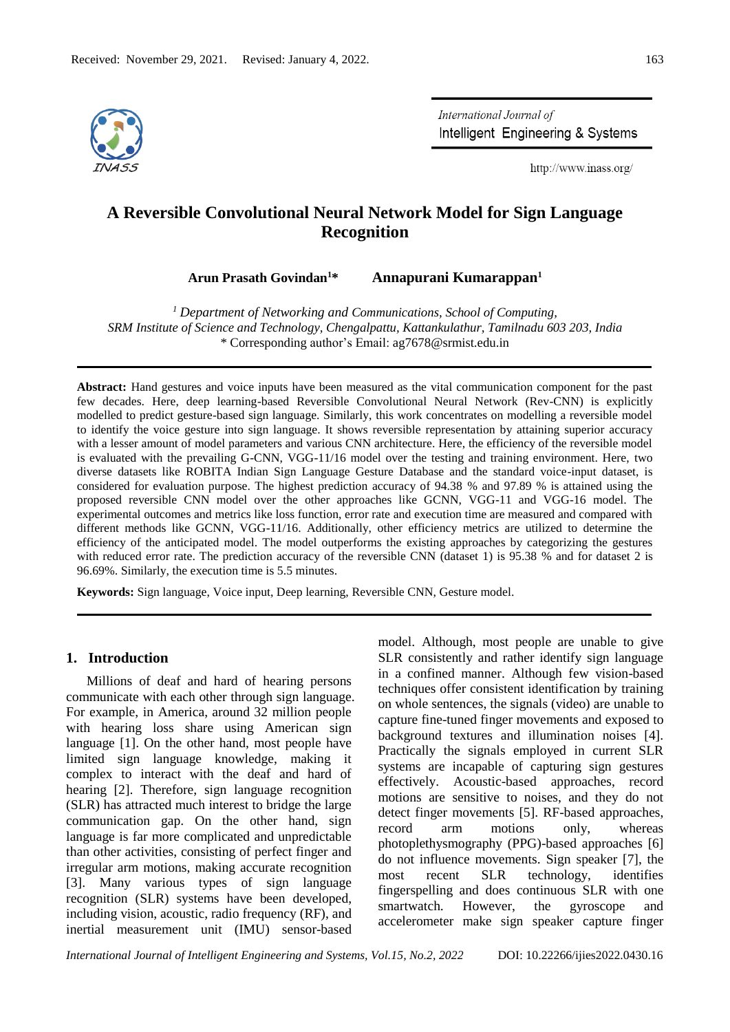Received: November 29, 2021. Revised: January 4, 2022.

# A Reversible Convolutional Neural Network Model for Sign Language Recognition

**Arun Prasath Govindan[1]\*** **Annapurani Kumarappan[1]**

[1] *Department of Networking and Communications, School of Computing, SRM Institute of Science and Technology, Chengalpattu, Kattankulathur, Tamilnadu 603 203, India*
\* Corresponding author's Email: ag7678@srmist.edu.in

**Abstract:** Hand gestures and voice inputs have been measured as the vital communication component for the past few decades. Here, deep learning-based Reversible Convolutional Neural Network (Rev-CNN) is explicitly modelled to predict gesture-based sign language. Similarly, this work concentrates on modelling a reversible model to identify the voice gesture into sign language. It shows reversible representation by attaining superior accuracy with a lesser amount of model parameters and various CNN architecture. Here, the efficiency of the reversible model is evaluated with the prevailing G-CNN, VGG-11/16 model over the testing and training environment. Here, two diverse datasets like ROBITA Indian Sign Language Gesture Database and the standard voice-input dataset, is considered for evaluation purpose. The highest prediction accuracy of 94.38 % and 97.89 % is attained using the proposed reversible CNN model over the other approaches like GCNN, VGG-11 and VGG-16 model. The experimental outcomes and metrics like loss function, error rate and execution time are measured and compared with different methods like GCNN, VGG-11/16. Additionally, other efficiency metrics are utilized to determine the efficiency of the anticipated model. The model outperforms the existing approaches by categorizing the gestures with reduced error rate. The prediction accuracy of the reversible CNN (dataset 1) is 95.38 % and for dataset 2 is 96.69%. Similarly, the execution time is 5.5 minutes.

**Keywords:** Sign language, Voice input, Deep learning, Reversible CNN, Gesture model.

## 1. Introduction

Millions of deaf and hard of hearing persons communicate with each other through sign language. For example, in America, around 32 million people with hearing loss share using American sign language [1]. On the other hand, most people have limited sign language knowledge, making it complex to interact with the deaf and hard of hearing [2]. Therefore, sign language recognition (SLR) has attracted much interest to bridge the large communication gap. On the other hand, sign language is far more complicated and unpredictable than other activities, consisting of perfect finger and irregular arm motions, making accurate recognition [3]. Many various types of sign language recognition (SLR) systems have been developed, including vision, acoustic, radio frequency (RF), and inertial measurement unit (IMU) sensor-based model. Although, most people are unable to give SLR consistently and rather identify sign language in a confined manner. Although few vision-based techniques offer consistent identification by training on whole sentences, the signals (video) are unable to capture fine-tuned finger movements and exposed to background textures and illumination noises [4]. Practically the signals employed in current SLR systems are incapable of capturing sign gestures effectively. Acoustic-based approaches, record motions are sensitive to noises, and they do not detect finger movements [5]. RF-based approaches, record arm motions only, whereas photoplethysmography (PPG)-based approaches [6] do not influence movements. Sign speaker [7], the most recent SLR technology, identifies fingerspelling and does continuous SLR with one smartwatch. However, the gyroscope and accelerometer make sign speaker capture finger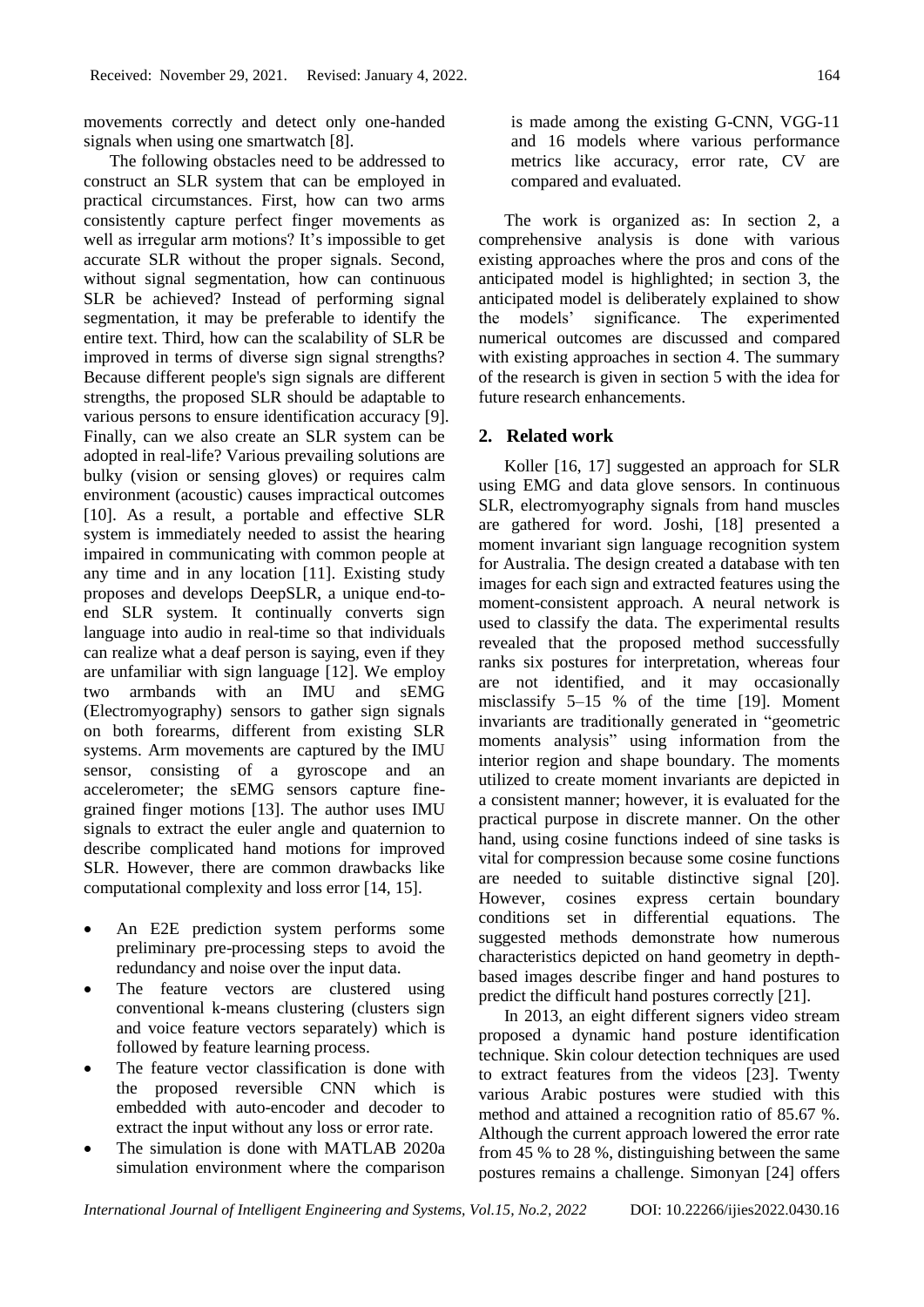movements correctly and detect only one-handed signals when using one smartwatch [8].

The following obstacles need to be addressed to construct an SLR system that can be employed in practical circumstances. First, how can two arms consistently capture perfect finger movements as well as irregular arm motions? It's impossible to get accurate SLR without the proper signals. Second, without signal segmentation, how can continuous SLR be achieved? Instead of performing signal segmentation, it may be preferable to identify the entire text. Third, how can the scalability of SLR be improved in terms of diverse sign signal strengths? Because different people's sign signals are different strengths, the proposed SLR should be adaptable to various persons to ensure identification accuracy [9]. Finally, can we also create an SLR system can be adopted in real-life? Various prevailing solutions are bulky (vision or sensing gloves) or requires calm environment (acoustic) causes impractical outcomes [10]. As a result, a portable and effective SLR system is immediately needed to assist the hearing impaired in communicating with common people at any time and in any location [11]. Existing study proposes and develops DeepSLR, a unique end-to-end SLR system. It continually converts sign language into audio in real-time so that individuals can realize what a deaf person is saying, even if they are unfamiliar with sign language [12]. We employ two armbands with an IMU and sEMG (Electromyography) sensors to gather sign signals on both forearms, different from existing SLR systems. Arm movements are captured by the IMU sensor, consisting of a gyroscope and an accelerometer; the sEMG sensors capture fine-grained finger motions [13]. The author uses IMU signals to extract the euler angle and quaternion to describe complicated hand motions for improved SLR. However, there are common drawbacks like computational complexity and loss error [14, 15].

- An E2E prediction system performs some preliminary pre-processing steps to avoid the redundancy and noise over the input data.
- The feature vectors are clustered using conventional k-means clustering (clusters sign and voice feature vectors separately) which is followed by feature learning process.
- The feature vector classification is done with the proposed reversible CNN which is embedded with auto-encoder and decoder to extract the input without any loss or error rate.
- The simulation is done with MATLAB 2020a simulation environment where the comparison is made among the existing G-CNN, VGG-11 and 16 models where various performance metrics like accuracy, error rate, CV are compared and evaluated.

The work is organized as: In section 2, a comprehensive analysis is done with various existing approaches where the pros and cons of the anticipated model is highlighted; in section 3, the anticipated model is deliberately explained to show the models' significance. The experimented numerical outcomes are discussed and compared with existing approaches in section 4. The summary of the research is given in section 5 with the idea for future research enhancements.

## 2. Related work

Koller [16, 17] suggested an approach for SLR using EMG and data glove sensors. In continuous SLR, electromyography signals from hand muscles are gathered for word. Joshi, [18] presented a moment invariant sign language recognition system for Australia. The design created a database with ten images for each sign and extracted features using the moment-consistent approach. A neural network is used to classify the data. The experimental results revealed that the proposed method successfully ranks six postures for interpretation, whereas four are not identified, and it may occasionally misclassify 5–15 % of the time [19]. Moment invariants are traditionally generated in "geometric moments analysis" using information from the interior region and shape boundary. The moments utilized to create moment invariants are depicted in a consistent manner; however, it is evaluated for the practical purpose in discrete manner. On the other hand, using cosine functions indeed of sine tasks is vital for compression because some cosine functions are needed to suitable distinctive signal [20]. However, cosines express certain boundary conditions set in differential equations. The suggested methods demonstrate how numerous characteristics depicted on hand geometry in depth-based images describe finger and hand postures to predict the difficult hand postures correctly [21].

In 2013, an eight different signers video stream proposed a dynamic hand posture identification technique. Skin colour detection techniques are used to extract features from the videos [23]. Twenty various Arabic postures were studied with this method and attained a recognition ratio of 85.67 %. Although the current approach lowered the error rate from 45 % to 28 %, distinguishing between the same postures remains a challenge. Simonyan [24] offers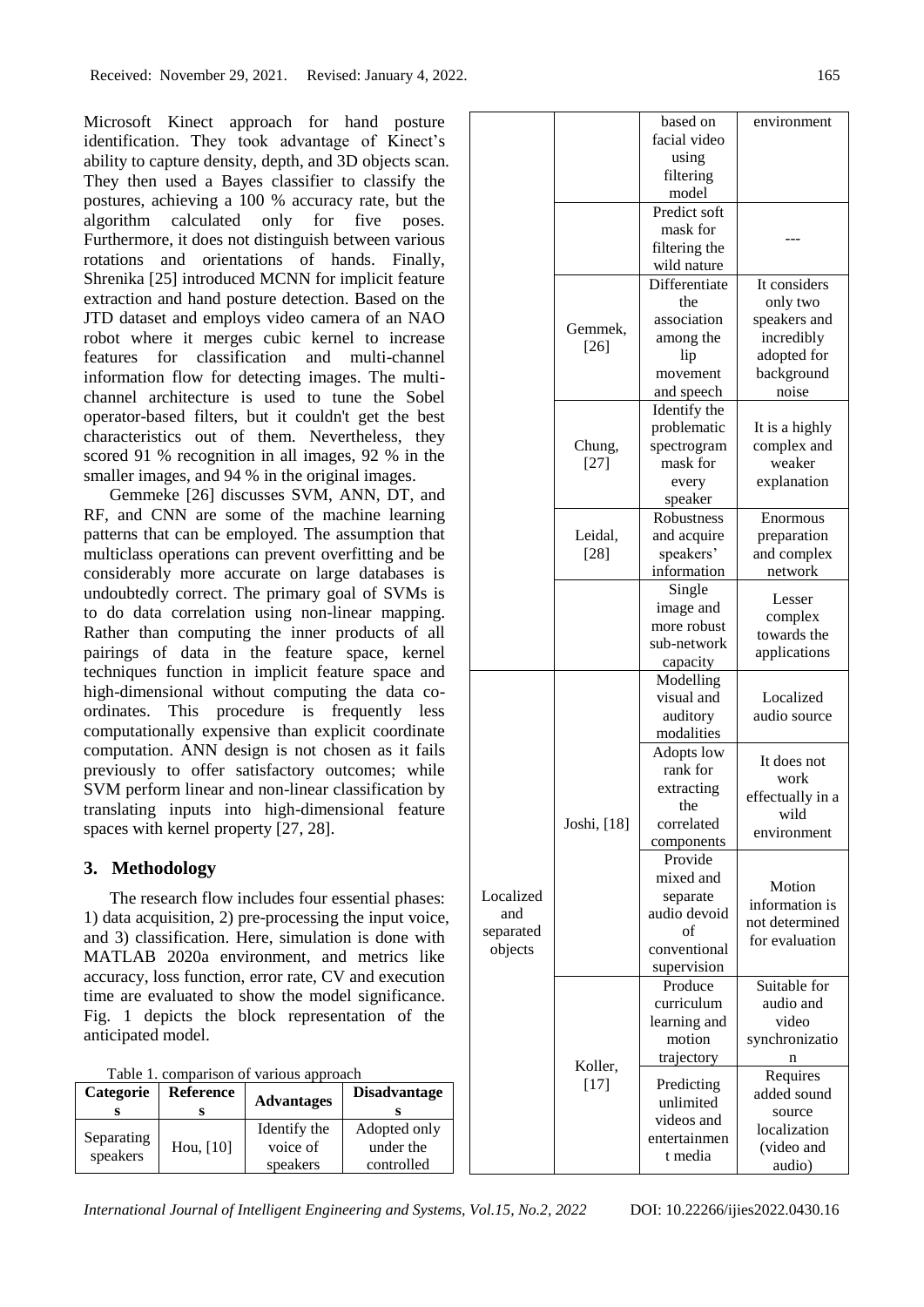Microsoft Kinect approach for hand posture identification. They took advantage of Kinect's ability to capture density, depth, and 3D objects scan. They then used a Bayes classifier to classify the postures, achieving a 100 % accuracy rate, but the algorithm calculated only for five poses. Furthermore, it does not distinguish between various rotations and orientations of hands. Finally, Shrenika [25] introduced MCNN for implicit feature extraction and hand posture detection. Based on the JTD dataset and employs video camera of an NAO robot where it merges cubic kernel to increase features for classification and multi-channel information flow for detecting images. The multi-channel architecture is used to tune the Sobel operator-based filters, but it couldn't get the best characteristics out of them. Nevertheless, they scored 91 % recognition in all images, 92 % in the smaller images, and 94 % in the original images.

Gemmeke [26] discusses SVM, ANN, DT, and RF, and CNN are some of the machine learning patterns that can be employed. The assumption that multiclass operations can prevent overfitting and be considerably more accurate on large databases is undoubtedly correct. The primary goal of SVMs is to do data correlation using non-linear mapping. Rather than computing the inner products of all pairings of data in the feature space, kernel techniques function in implicit feature space and high-dimensional without computing the data co-ordinates. This procedure is frequently less computationally expensive than explicit coordinate computation. ANN design is not chosen as it fails previously to offer satisfactory outcomes; while SVM perform linear and non-linear classification by translating inputs into high-dimensional feature spaces with kernel property [27, 28].

## 3. Methodology

The research flow includes four essential phases: 1) data acquisition, 2) pre-processing the input voice, and 3) classification. Here, simulation is done with MATLAB 2020a environment, and metrics like accuracy, loss function, error rate, CV and execution time are evaluated to show the model significance. Fig. 1 depicts the block representation of the anticipated model.

Table 1. comparison of various approach

| Categories | References | Advantages | Disadvantages |
|---|---|---|---|
| Separating speakers | Hou, [10] | Identify the voice of speakers based on facial video using filtering model | Adopted only under the controlled environment |
| | | Predict soft mask for filtering the wild nature | --- |
| | Gemmek, [26] | Differentiate the association among the lip movement and speech | It considers only two speakers and incredibly adopted for background noise |
| | Chung, [27] | Identify the problematic spectrogram mask for every speaker | It is a highly complex and weaker explanation |
| | Leidal, [28] | Robustness and acquire speakers' information | Enormous preparation and complex network |
| | | Single image and more robust sub-network capacity | Lesser complex towards the applications |
| Localized and separated objects | Joshi, [18] | Modelling visual and auditory modalities | Localized audio source |
| | | Adopts low rank for extracting the correlated components | It does not work effectually in a wild environment |
| | | Provide mixed and separate audio devoid of conventional supervision | Motion information is not determined for evaluation |
| | Koller, [17] | Produce curriculum learning and motion trajectory | Suitable for audio and video synchronization |
| | | Predicting unlimited videos and entertainment media | Requires added sound source localization (video and audio) |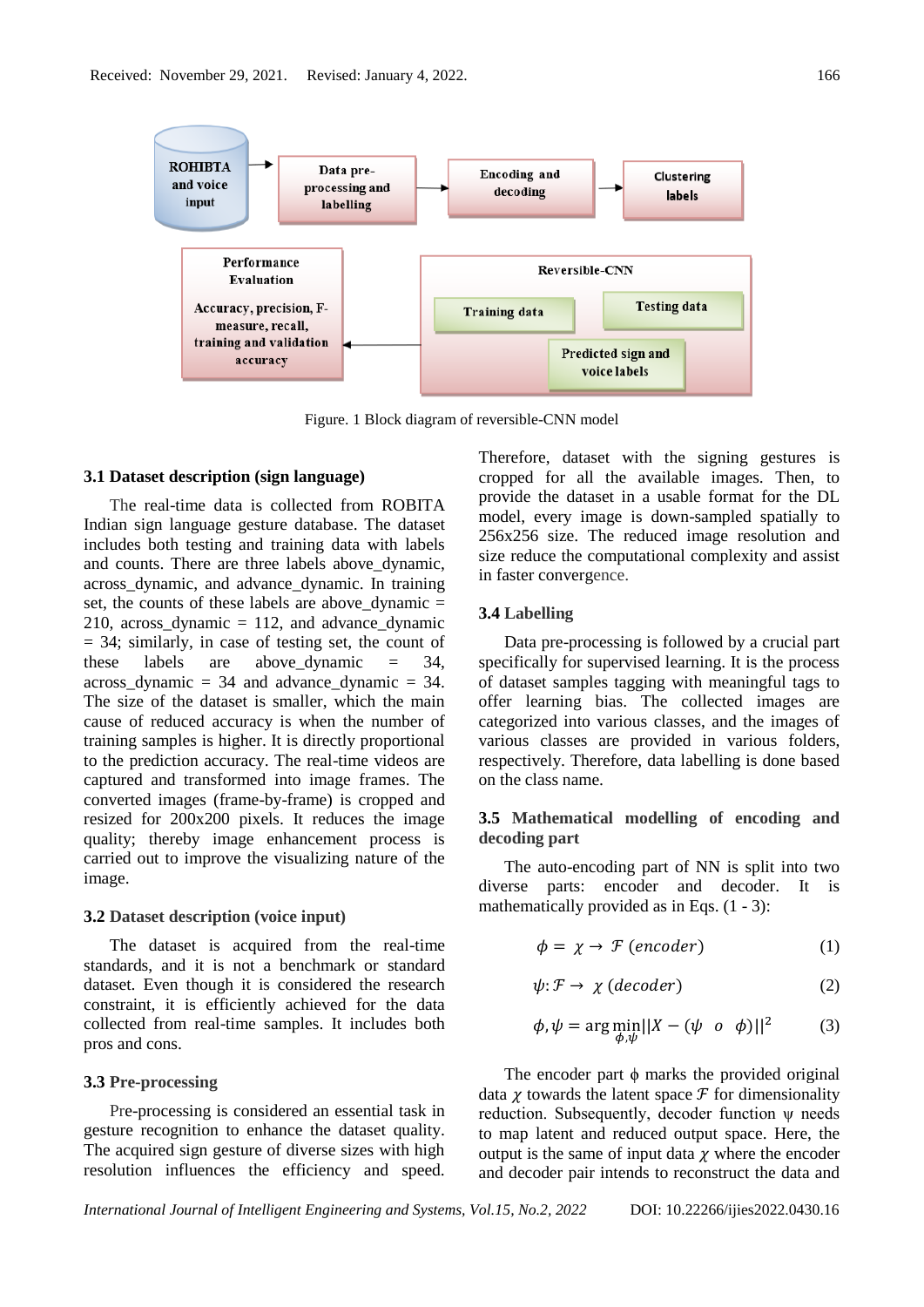ROHIBTA and voice input

Data pre-processing and labelling

Encoding and decoding

Clustering labels

Reversible-CNN

Training data

Testing data

Predicted sign and voice labels

Performance Evaluation

Accuracy, precision, F-measure, recall, training and validation accuracy

Figure. 1 Block diagram of reversible-CNN model

### 3.1 Dataset description (sign language)

The real-time data is collected from ROBITA Indian sign language gesture database. The dataset includes both testing and training data with labels and counts. There are three labels above_dynamic, across_dynamic, and advance_dynamic. In training set, the counts of these labels are above_dynamic = 210, across_dynamic = 112, and advance_dynamic = 34; similarly, in case of testing set, the count of these labels are above_dynamic = 34, across_dynamic = 34 and advance_dynamic = 34. The size of the dataset is smaller, which the main cause of reduced accuracy is when the number of training samples is higher. It is directly proportional to the prediction accuracy. The real-time videos are captured and transformed into image frames. The converted images (frame-by-frame) is cropped and resized for 200x200 pixels. It reduces the image quality; thereby image enhancement process is carried out to improve the visualizing nature of the image.

### 3.2 Dataset description (voice input)

The dataset is acquired from the real-time standards, and it is not a benchmark or standard dataset. Even though it is considered the research constraint, it is efficiently achieved for the data collected from real-time samples. It includes both pros and cons.

### 3.3 Pre-processing

Pre-processing is considered an essential task in gesture recognition to enhance the dataset quality. The acquired sign gesture of diverse sizes with high resolution influences the efficiency and speed. Therefore, dataset with the signing gestures is cropped for all the available images. Then, to provide the dataset in a usable format for the DL model, every image is down-sampled spatially to 256x256 size. The reduced image resolution and size reduce the computational complexity and assist in faster convergence.

### 3.4 Labelling

Data pre-processing is followed by a crucial part specifically for supervised learning. It is the process of dataset samples tagging with meaningful tags to offer learning bias. The collected images are categorized into various classes, and the images of various classes are provided in various folders, respectively. Therefore, data labelling is done based on the class name.

### 3.5 Mathematical modelling of encoding and decoding part

The auto-encoding part of NN is split into two diverse parts: encoder and decoder. It is mathematically provided as in Eqs. (1 - 3):

$$\phi = \chi \rightarrow \mathcal{F}\ (encoder) \tag{1}$$

$$\psi : \mathcal{F} \rightarrow \chi\ (decoder) \tag{2}$$

$$\phi, \psi = \arg\min_{\phi,\psi} ||X - (\psi \ \ o \ \ \phi)||^2 \tag{3}$$

The encoder part $\phi$ marks the provided original data $\chi$ towards the latent space $\mathcal{F}$ for dimensionality reduction. Subsequently, decoder function $\psi$ needs to map latent and reduced output space. Here, the output is the same of input data $\chi$ where the encoder and decoder pair intends to reconstruct the data and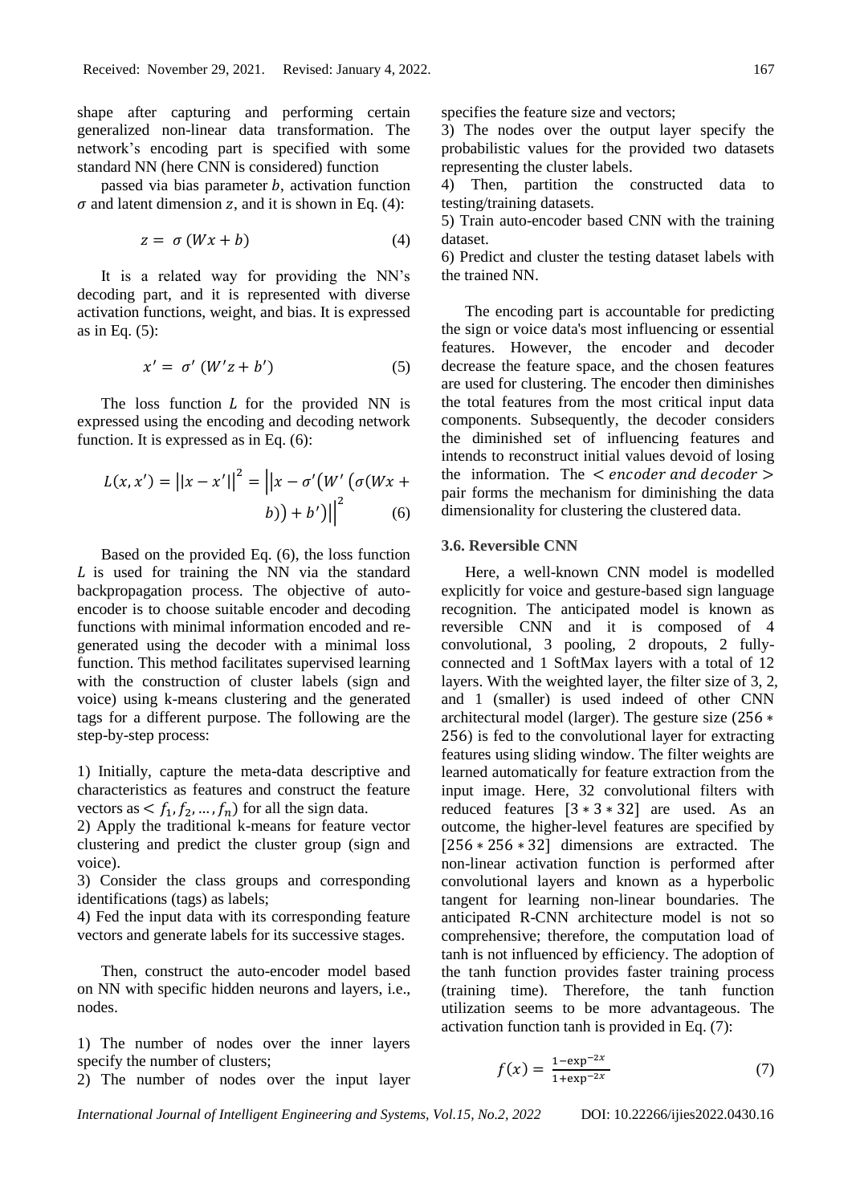shape after capturing and performing certain generalized non-linear data transformation. The network's encoding part is specified with some standard NN (here CNN is considered) function

passed via bias parameter $b$, activation function $\sigma$ and latent dimension $z$, and it is shown in Eq. (4):

$$z = \sigma (Wx + b) \tag{4}$$

It is a related way for providing the NN's decoding part, and it is represented with diverse activation functions, weight, and bias. It is expressed as in Eq. (5):

$$x' = \sigma' (W'z + b') \tag{5}$$

The loss function $L$ for the provided NN is expressed using the encoding and decoding network function. It is expressed as in Eq. (6):

$$L(x, x') = ||x - x'||^2 = ||x - \sigma'(W'(\sigma(Wx + b)) + b')||^2 \tag{6}$$

Based on the provided Eq. (6), the loss function $L$ is used for training the NN via the standard backpropagation process. The objective of auto-encoder is to choose suitable encoder and decoding functions with minimal information encoded and re-generated using the decoder with a minimal loss function. This method facilitates supervised learning with the construction of cluster labels (sign and voice) using k-means clustering and the generated tags for a different purpose. The following are the step-by-step process:

1) Initially, capture the meta-data descriptive and characteristics as features and construct the feature vectors as $< f_1, f_2, \ldots, f_n)$ for all the sign data.
2) Apply the traditional k-means for feature vector clustering and predict the cluster group (sign and voice).
3) Consider the class groups and corresponding identifications (tags) as labels;
4) Fed the input data with its corresponding feature vectors and generate labels for its successive stages.

Then, construct the auto-encoder model based on NN with specific hidden neurons and layers, i.e., nodes.

1) The number of nodes over the inner layers specify the number of clusters;
2) The number of nodes over the input layer specifies the feature size and vectors;
3) The nodes over the output layer specify the probabilistic values for the provided two datasets representing the cluster labels.
4) Then, partition the constructed data to testing/training datasets.
5) Train auto-encoder based CNN with the training dataset.
6) Predict and cluster the testing dataset labels with the trained NN.

The encoding part is accountable for predicting the sign or voice data's most influencing or essential features. However, the encoder and decoder decrease the feature space, and the chosen features are used for clustering. The encoder then diminishes the total features from the most critical input data components. Subsequently, the decoder considers the diminished set of influencing features and intends to reconstruct initial values devoid of losing the information. The $< encoder\ and\ decoder >$ pair forms the mechanism for diminishing the data dimensionality for clustering the clustered data.

### 3.6. Reversible CNN

Here, a well-known CNN model is modelled explicitly for voice and gesture-based sign language recognition. The anticipated model is known as reversible CNN and it is composed of 4 convolutional, 3 pooling, 2 dropouts, 2 fully-connected and 1 SoftMax layers with a total of 12 layers. With the weighted layer, the filter size of 3, 2, and 1 (smaller) is used indeed of other CNN architectural model (larger). The gesture size $(256 * 256)$ is fed to the convolutional layer for extracting features using sliding window. The filter weights are learned automatically for feature extraction from the input image. Here, 32 convolutional filters with reduced features $[3 * 3 * 32]$ are used. As an outcome, the higher-level features are specified by $[256 * 256 * 32]$ dimensions are extracted. The non-linear activation function is performed after convolutional layers and known as a hyperbolic tangent for learning non-linear boundaries. The anticipated R-CNN architecture model is not so comprehensive; therefore, the computation load of tanh is not influenced by efficiency. The adoption of the tanh function provides faster training process (training time). Therefore, the tanh function utilization seems to be more advantageous. The activation function tanh is provided in Eq. (7):

$$f(x) = \frac{1 - \exp^{-2x}}{1 + \exp^{-2x}} \tag{7}$$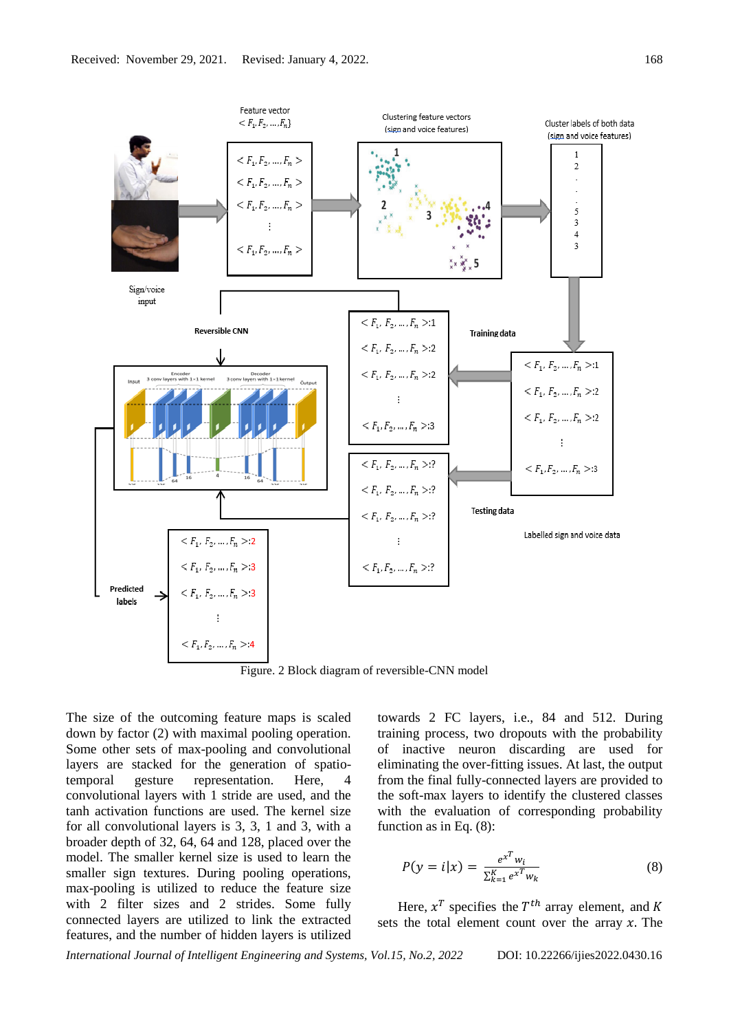Figure. 2 Block diagram of reversible-CNN model

The size of the outcoming feature maps is scaled down by factor (2) with maximal pooling operation. Some other sets of max-pooling and convolutional layers are stacked for the generation of spatio-temporal gesture representation. Here, 4 convolutional layers with 1 stride are used, and the tanh activation functions are used. The kernel size for all convolutional layers is 3, 3, 1 and 3, with a broader depth of 32, 64, 64 and 128, placed over the model. The smaller kernel size is used to learn the smaller sign textures. During pooling operations, max-pooling is utilized to reduce the feature size with 2 filter sizes and 2 strides. Some fully connected layers are utilized to link the extracted features, and the number of hidden layers is utilized towards 2 FC layers, i.e., 84 and 512. During training process, two dropouts with the probability of inactive neuron discarding are used for eliminating the over-fitting issues. At last, the output from the final fully-connected layers are provided to the soft-max layers to identify the clustered classes with the evaluation of corresponding probability function as in Eq. (8):

$$P(y = i|x) = \frac{e^{x^T w_i}}{\sum_{k=1}^{K} e^{x^T w_k}} \tag{8}$$

Here, $x^T$ specifies the $T^{th}$ array element, and $K$ sets the total element count over the array $x$. The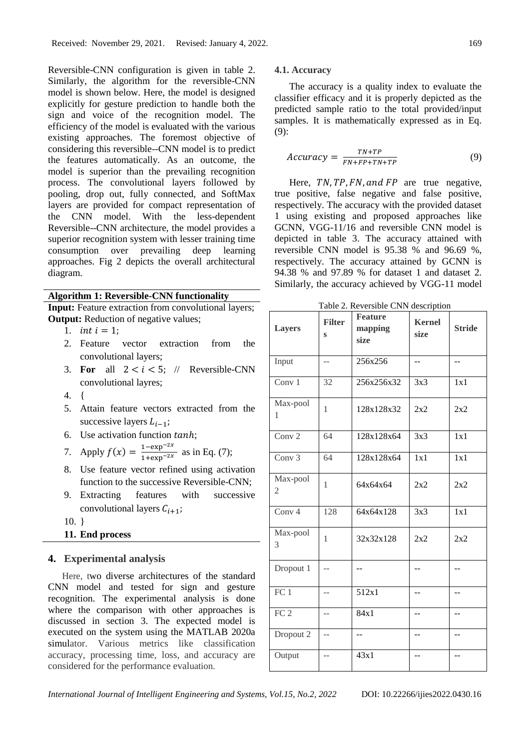Reversible-CNN configuration is given in table 2. Similarly, the algorithm for the reversible-CNN model is shown below. Here, the model is designed explicitly for gesture prediction to handle both the sign and voice of the recognition model. The efficiency of the model is evaluated with the various existing approaches. The foremost objective of considering this reversible--CNN model is to predict the features automatically. As an outcome, the model is superior than the prevailing recognition process. The convolutional layers followed by pooling, drop out, fully connected, and SoftMax layers are provided for compact representation of the CNN model. With the less-dependent Reversible--CNN architecture, the model provides a superior recognition system with lesser training time consumption over prevailing deep learning approaches. Fig 2 depicts the overall architectural diagram.

**Algorithm 1: Reversible-CNN functionality**

**Input:** Feature extraction from convolutional layers;
**Output:** Reduction of negative values;

1. $int\ i = 1$;
2. Feature vector extraction from the convolutional layers;
3. **For** all $2 < i < 5$; // Reversible-CNN convolutional layres;
4. {
5. Attain feature vectors extracted from the successive layers $L_{i-1}$;
6. Use activation function $tanh$;
7. Apply $f(x) = \frac{1-\exp^{-2x}}{1+\exp^{-2x}}$ as in Eq. (7);
8. Use feature vector refined using activation function to the successive Reversible-CNN;
9. Extracting features with successive convolutional layers $C_{i+1}$;
10. }
11. **End process**

## 4. Experimental analysis

Here, two diverse architectures of the standard CNN model and tested for sign and gesture recognition. The experimental analysis is done where the comparison with other approaches is discussed in section 3. The expected model is executed on the system using the MATLAB 2020a simulator. Various metrics like classification accuracy, processing time, loss, and accuracy are considered for the performance evaluation.

### 4.1. Accuracy

The accuracy is a quality index to evaluate the classifier efficacy and it is properly depicted as the predicted sample ratio to the total provided/input samples. It is mathematically expressed as in Eq. (9):

$$Accuracy = \frac{TN+TP}{FN+FP+TN+TP} \tag{9}$$

Here, $TN, TP, FN, and\ FP$ are true negative, true positive, false negative and false positive, respectively. The accuracy with the provided dataset 1 using existing and proposed approaches like GCNN, VGG-11/16 and reversible CNN model is depicted in table 3. The accuracy attained with reversible CNN model is 95.38 % and 96.69 %, respectively. The accuracy attained by GCNN is 94.38 % and 97.89 % for dataset 1 and dataset 2. Similarly, the accuracy achieved by VGG-11 model

Table 2. Reversible CNN description

| Layers | Filters | Feature mapping size | Kernel size | Stride |
|---|---|---|---|---|
| Input | -- | 256x256 | -- | -- |
| Conv 1 | 32 | 256x256x32 | 3x3 | 1x1 |
| Max-pool 1 | 1 | 128x128x32 | 2x2 | 2x2 |
| Conv 2 | 64 | 128x128x64 | 3x3 | 1x1 |
| Conv 3 | 64 | 128x128x64 | 1x1 | 1x1 |
| Max-pool 2 | 1 | 64x64x64 | 2x2 | 2x2 |
| Conv 4 | 128 | 64x64x128 | 3x3 | 1x1 |
| Max-pool 3 | 1 | 32x32x128 | 2x2 | 2x2 |
| Dropout 1 | -- | -- | -- | -- |
| FC 1 | -- | 512x1 | -- | -- |
| FC 2 | -- | 84x1 | -- | -- |
| Dropout 2 | -- | -- | -- | -- |
| Output | -- | 43x1 | -- | -- |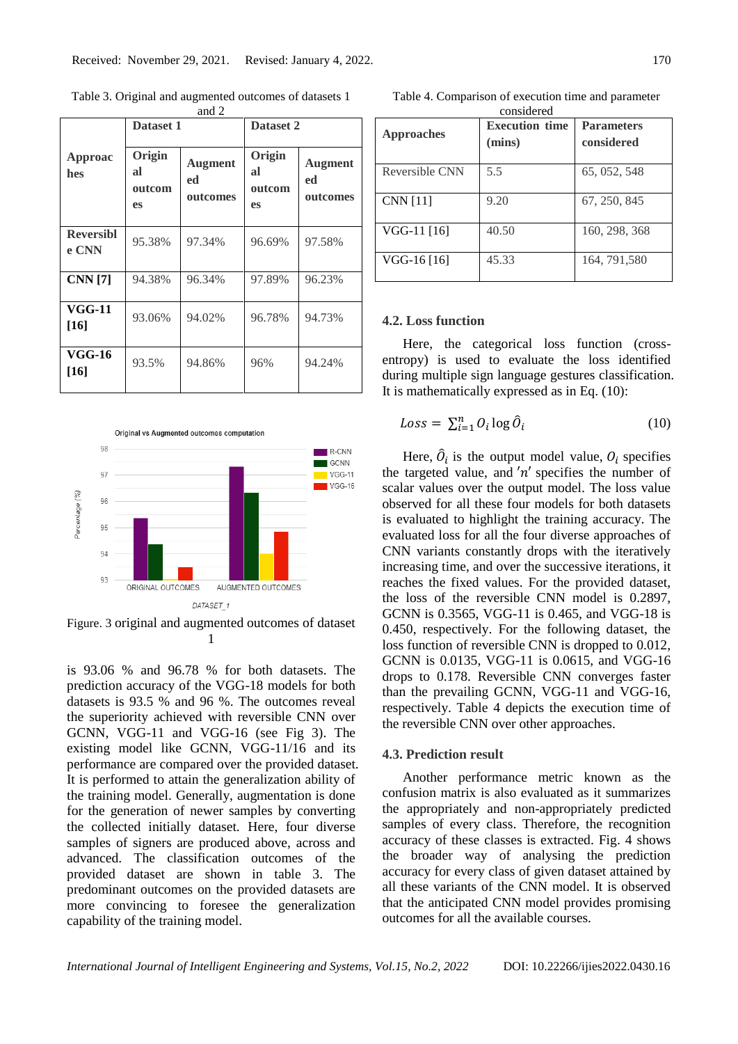Table 3. Original and augmented outcomes of datasets 1 and 2

| Approaches | Dataset 1 | | Dataset 2 | |
|---|---|---|---|---|
| | Original outcomes | Augmented outcomes | Original outcomes | Augmented outcomes |
| **Reversible CNN** | 95.38% | 97.34% | 96.69% | 97.58% |
| **CNN [7]** | 94.38% | 96.34% | 97.89% | 96.23% |
| **VGG-11 [16]** | 93.06% | 94.02% | 96.78% | 94.73% |
| **VGG-16 [16]** | 93.5% | 94.86% | 96% | 94.24% |

Original vs Augmented outcomes computation

Percentage (%)

98
97
96
95
94
93

R-CNN
GCNN
VGG-11
VGG-16

ORIGINAL OUTCOMES
AUGMENTED OUTCOMES

DATASET_1

Figure. 3 original and augmented outcomes of dataset 1

is 93.06 % and 96.78 % for both datasets. The prediction accuracy of the VGG-18 models for both datasets is 93.5 % and 96 %. The outcomes reveal the superiority achieved with reversible CNN over GCNN, VGG-11 and VGG-16 (see Fig 3). The existing model like GCNN, VGG-11/16 and its performance are compared over the provided dataset. It is performed to attain the generalization ability of the training model. Generally, augmentation is done for the generation of newer samples by converting the collected initially dataset. Here, four diverse samples of signers are produced above, across and advanced. The classification outcomes of the provided dataset are shown in table 3. The predominant outcomes on the provided datasets are more convincing to foresee the generalization capability of the training model.

Table 4. Comparison of execution time and parameter considered

| Approaches | Execution time (mins) | Parameters considered |
|---|---|---|
| Reversible CNN | 5.5 | 65, 052, 548 |
| CNN [11] | 9.20 | 67, 250, 845 |
| VGG-11 [16] | 40.50 | 160, 298, 368 |
| VGG-16 [16] | 45.33 | 164, 791,580 |

### 4.2. Loss function

Here, the categorical loss function (cross-entropy) is used to evaluate the loss identified during multiple sign language gestures classification. It is mathematically expressed as in Eq. (10):

$$Loss = \sum_{i=1}^{n} O_i \log \hat{O}_i \tag{10}$$

Here, $\hat{O}_i$ is the output model value, $O_i$ specifies the targeted value, and $'n'$ specifies the number of scalar values over the output model. The loss value observed for all these four models for both datasets is evaluated to highlight the training accuracy. The evaluated loss for all the four diverse approaches of CNN variants constantly drops with the iteratively increasing time, and over the successive iterations, it reaches the fixed values. For the provided dataset, the loss of the reversible CNN model is 0.2897, GCNN is 0.3565, VGG-11 is 0.465, and VGG-18 is 0.450, respectively. For the following dataset, the loss function of reversible CNN is dropped to 0.012, GCNN is 0.0135, VGG-11 is 0.0615, and VGG-16 drops to 0.178. Reversible CNN converges faster than the prevailing GCNN, VGG-11 and VGG-16, respectively. Table 4 depicts the execution time of the reversible CNN over other approaches.

### 4.3. Prediction result

Another performance metric known as the confusion matrix is also evaluated as it summarizes the appropriately and non-appropriately predicted samples of every class. Therefore, the recognition accuracy of these classes is extracted. Fig. 4 shows the broader way of analysing the prediction accuracy for every class of given dataset attained by all these variants of the CNN model. It is observed that the anticipated CNN model provides promising outcomes for all the available courses.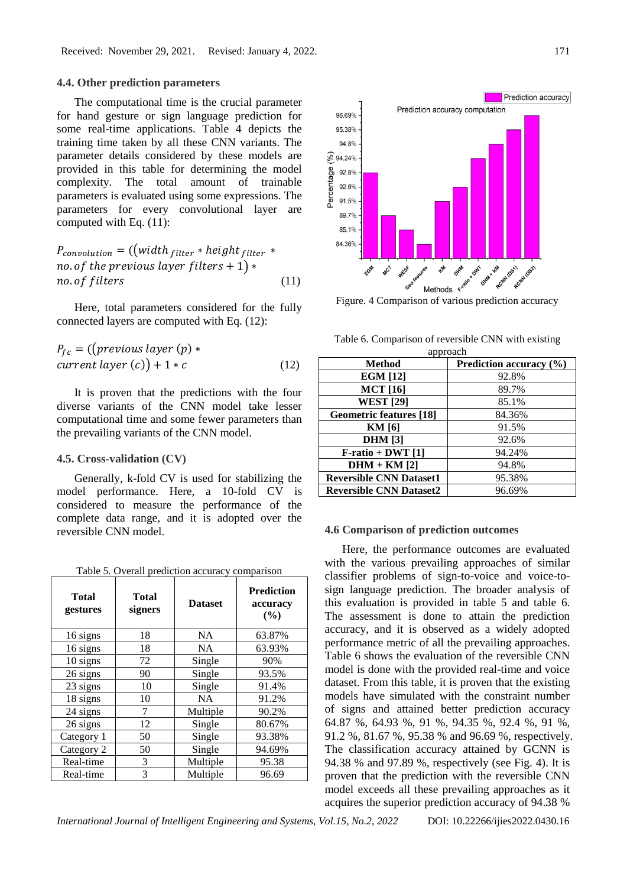Received: November 29, 2021. Revised: January 4, 2022.

### 4.4. Other prediction parameters

The computational time is the crucial parameter for hand gesture or sign language prediction for some real-time applications. Table 4 depicts the training time taken by all these CNN variants. The parameter details considered by these models are provided in this table for determining the model complexity. The total amount of trainable parameters is evaluated using some expressions. The parameters for every convolutional layer are computed with Eq. (11):

$$P_{convolution} = ((width_{filter} * height_{filter} * no.of\ the\ previous\ layer\ filters + 1) * no.of\ filters \quad (11)$$

Here, total parameters considered for the fully connected layers are computed with Eq. (12):

$$P_{fc} = ((previous\ layer\ (p) * current\ layer\ (c)) + 1 * c \quad (12)$$

It is proven that the predictions with the four diverse variants of the CNN model take lesser computational time and some fewer parameters than the prevailing variants of the CNN model.

### 4.5. Cross-validation (CV)

Generally, k-fold CV is used for stabilizing the model performance. Here, a 10-fold CV is considered to measure the performance of the complete data range, and it is adopted over the reversible CNN model.

Table 5. Overall prediction accuracy comparison

| Total gestures | Total signers | Dataset | Prediction accuracy (%) |
|---|---|---|---|
| 16 signs | 18 | NA | 63.87% |
| 16 signs | 18 | NA | 63.93% |
| 10 signs | 72 | Single | 90% |
| 26 signs | 90 | Single | 93.5% |
| 23 signs | 10 | Single | 91.4% |
| 18 signs | 10 | NA | 91.2% |
| 24 signs | 7 | Multiple | 90.2% |
| 26 signs | 12 | Single | 80.67% |
| Category 1 | 50 | Single | 93.38% |
| Category 2 | 50 | Single | 94.69% |
| Real-time | 3 | Multiple | 95.38 |
| Real-time | 3 | Multiple | 96.69 |

Prediction accuracy computation

Prediction accuracy

Percentage (%)

96.69%
95.38%
94.8%
94.24%
92.8%
92.6%
91.5%
89.7%
85.1%
84.36%

EGM
MCT
WESF
Geo features
KM
DHM
F-ratio + DWT
DHM + KM
RCNN (DS1)
RCNN (DS2)

Methods

Figure. 4 Comparison of various prediction accuracy

Table 6. Comparison of reversible CNN with existing approach

| Method | Prediction accuracy (%) |
|---|---|
| **EGM [12]** | 92.8% |
| **MCT [16]** | 89.7% |
| **WEST [29]** | 85.1% |
| **Geometric features [18]** | 84.36% |
| **KM [6]** | 91.5% |
| **DHM [3]** | 92.6% |
| **F-ratio + DWT [1]** | 94.24% |
| **DHM + KM [2]** | 94.8% |
| **Reversible CNN Dataset1** | 95.38% |
| **Reversible CNN Dataset2** | 96.69% |

### 4.6 Comparison of prediction outcomes

Here, the performance outcomes are evaluated with the various prevailing approaches of similar classifier problems of sign-to-voice and voice-to-sign language prediction. The broader analysis of this evaluation is provided in table 5 and table 6. The assessment is done to attain the prediction accuracy, and it is observed as a widely adopted performance metric of all the prevailing approaches. Table 6 shows the evaluation of the reversible CNN model is done with the provided real-time and voice dataset. From this table, it is proven that the existing models have simulated with the constraint number of signs and attained better prediction accuracy 64.87 %, 64.93 %, 91 %, 94.35 %, 92.4 %, 91 %, 91.2 %, 81.67 %, 95.38 % and 96.69 %, respectively. The classification accuracy attained by GCNN is 94.38 % and 97.89 %, respectively (see Fig. 4). It is proven that the prediction with the reversible CNN model exceeds all these prevailing approaches as it acquires the superior prediction accuracy of 94.38 %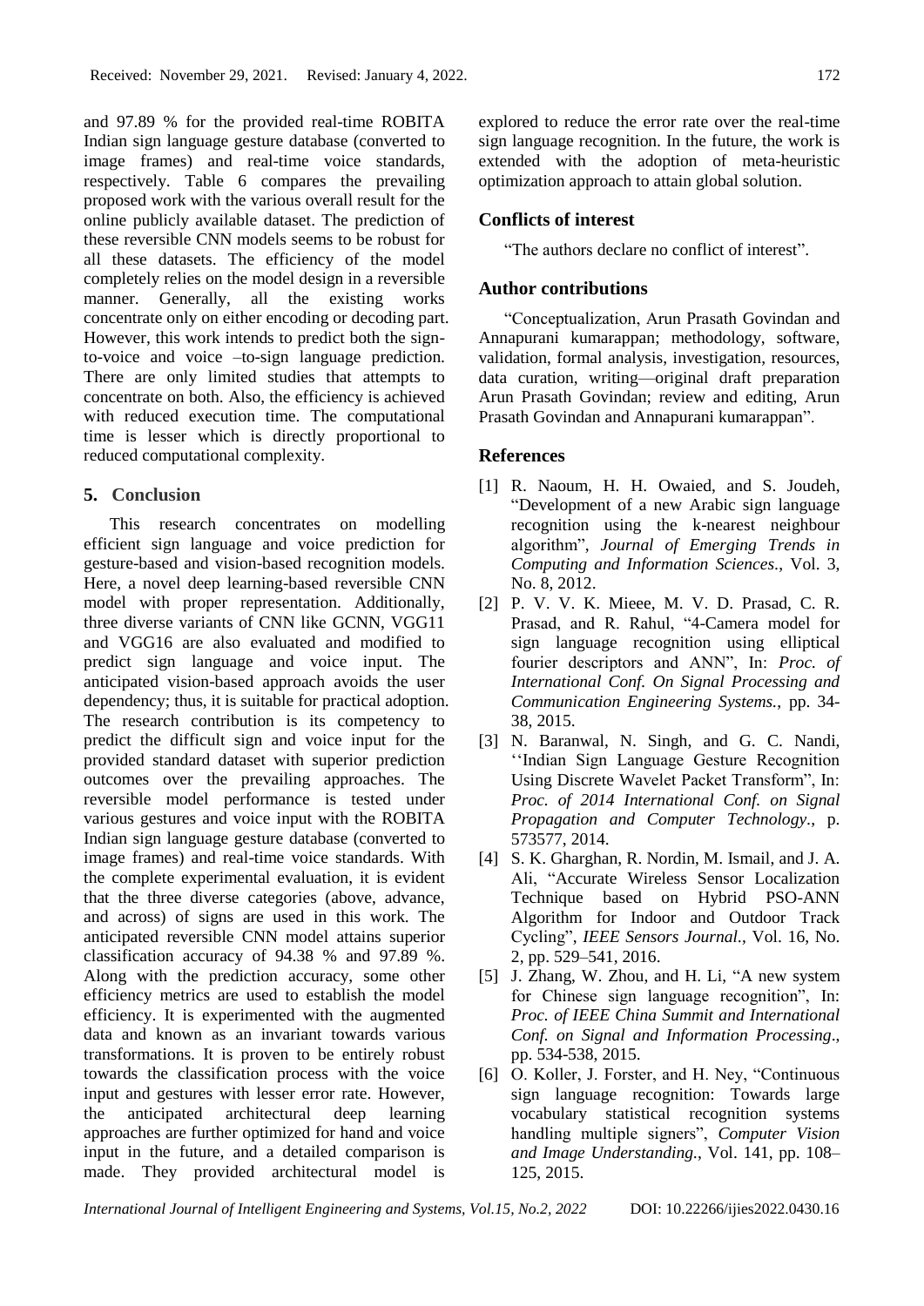and 97.89 % for the provided real-time ROBITA Indian sign language gesture database (converted to image frames) and real-time voice standards, respectively. Table 6 compares the prevailing proposed work with the various overall result for the online publicly available dataset. The prediction of these reversible CNN models seems to be robust for all these datasets. The efficiency of the model completely relies on the model design in a reversible manner. Generally, all the existing works concentrate only on either encoding or decoding part. However, this work intends to predict both the sign-to-voice and voice –to-sign language prediction. There are only limited studies that attempts to concentrate on both. Also, the efficiency is achieved with reduced execution time. The computational time is lesser which is directly proportional to reduced computational complexity.

## 5. Conclusion

This research concentrates on modelling efficient sign language and voice prediction for gesture-based and vision-based recognition models. Here, a novel deep learning-based reversible CNN model with proper representation. Additionally, three diverse variants of CNN like GCNN, VGG11 and VGG16 are also evaluated and modified to predict sign language and voice input. The anticipated vision-based approach avoids the user dependency; thus, it is suitable for practical adoption. The research contribution is its competency to predict the difficult sign and voice input for the provided standard dataset with superior prediction outcomes over the prevailing approaches. The reversible model performance is tested under various gestures and voice input with the ROBITA Indian sign language gesture database (converted to image frames) and real-time voice standards. With the complete experimental evaluation, it is evident that the three diverse categories (above, advance, and across) of signs are used in this work. The anticipated reversible CNN model attains superior classification accuracy of 94.38 % and 97.89 %. Along with the prediction accuracy, some other efficiency metrics are used to establish the model efficiency. It is experimented with the augmented data and known as an invariant towards various transformations. It is proven to be entirely robust towards the classification process with the voice input and gestures with lesser error rate. However, the anticipated architectural deep learning approaches are further optimized for hand and voice input in the future, and a detailed comparison is made. They provided architectural model is explored to reduce the error rate over the real-time sign language recognition. In the future, the work is extended with the adoption of meta-heuristic optimization approach to attain global solution.

## Conflicts of interest

"The authors declare no conflict of interest".

## Author contributions

"Conceptualization, Arun Prasath Govindan and Annapurani kumarappan; methodology, software, validation, formal analysis, investigation, resources, data curation, writing—original draft preparation Arun Prasath Govindan; review and editing, Arun Prasath Govindan and Annapurani kumarappan".

## References

[1] R. Naoum, H. H. Owaied, and S. Joudeh, "Development of a new Arabic sign language recognition using the k-nearest neighbour algorithm", *Journal of Emerging Trends in Computing and Information Sciences*., Vol. 3, No. 8, 2012.

[2] P. V. V. K. Mieee, M. V. D. Prasad, C. R. Prasad, and R. Rahul, "4-Camera model for sign language recognition using elliptical fourier descriptors and ANN", In: *Proc. of International Conf. On Signal Processing and Communication Engineering Systems.*, pp. 34-38, 2015.

[3] N. Baranwal, N. Singh, and G. C. Nandi, ''Indian Sign Language Gesture Recognition Using Discrete Wavelet Packet Transform", In: *Proc. of 2014 International Conf. on Signal Propagation and Computer Technology*., p. 573577, 2014.

[4] S. K. Gharghan, R. Nordin, M. Ismail, and J. A. Ali, "Accurate Wireless Sensor Localization Technique based on Hybrid PSO-ANN Algorithm for Indoor and Outdoor Track Cycling", *IEEE Sensors Journal*., Vol. 16, No. 2, pp. 529–541, 2016.

[5] J. Zhang, W. Zhou, and H. Li, "A new system for Chinese sign language recognition", In: *Proc. of IEEE China Summit and International Conf. on Signal and Information Processing*., pp. 534-538, 2015.

[6] O. Koller, J. Forster, and H. Ney, "Continuous sign language recognition: Towards large vocabulary statistical recognition systems handling multiple signers", *Computer Vision and Image Understanding.*, Vol. 141, pp. 108–125, 2015.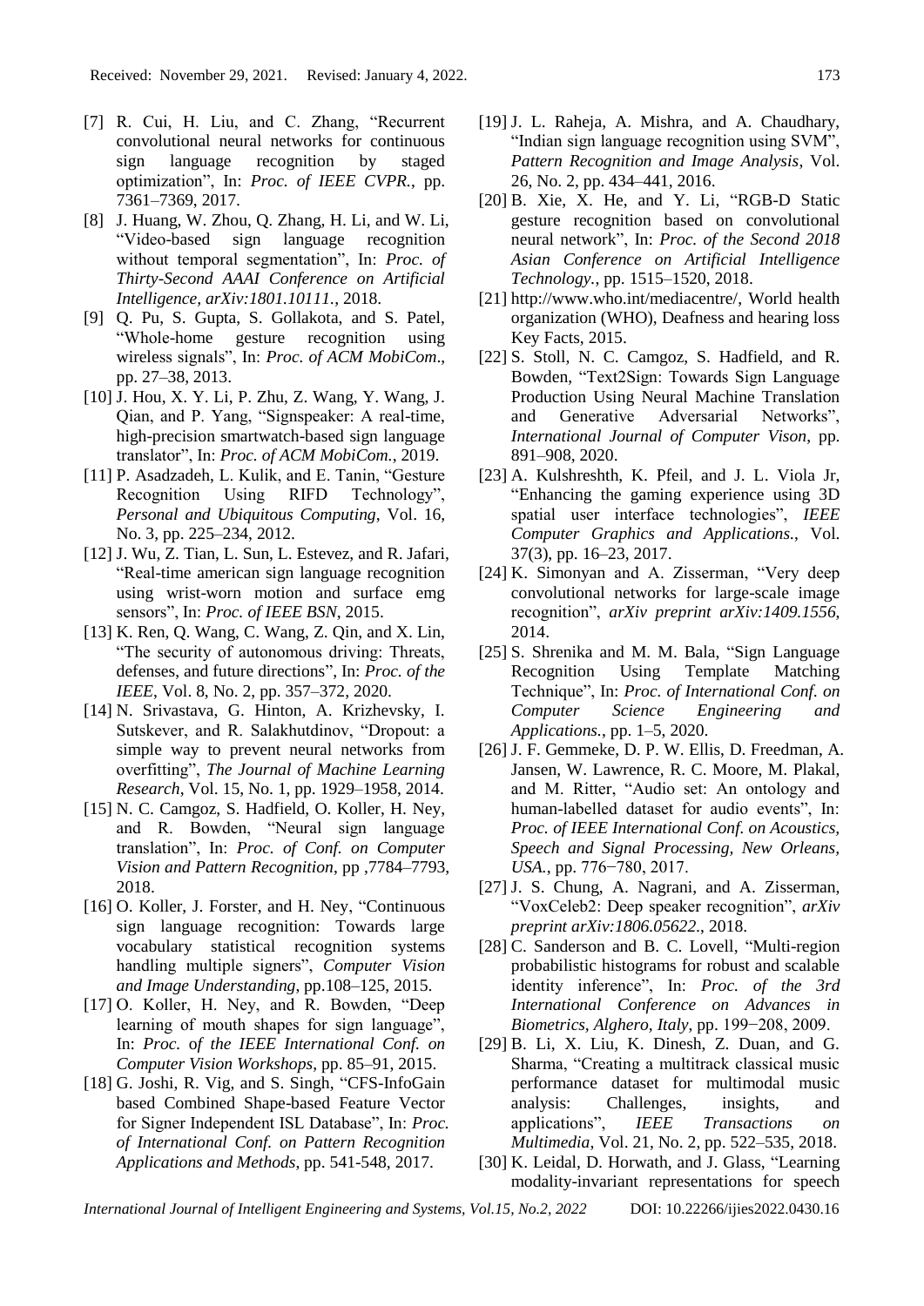[7] R. Cui, H. Liu, and C. Zhang, "Recurrent convolutional neural networks for continuous sign language recognition by staged optimization", In: *Proc. of IEEE CVPR.*, pp. 7361–7369, 2017.

[8] J. Huang, W. Zhou, Q. Zhang, H. Li, and W. Li, "Video-based sign language recognition without temporal segmentation", In: *Proc. of Thirty-Second AAAI Conference on Artificial Intelligence, arXiv:1801.10111.*, 2018.

[9] Q. Pu, S. Gupta, S. Gollakota, and S. Patel, "Whole-home gesture recognition using wireless signals", In: *Proc. of ACM MobiCom*., pp. 27–38, 2013.

[10] J. Hou, X. Y. Li, P. Zhu, Z. Wang, Y. Wang, J. Qian, and P. Yang, "Signspeaker: A real-time, high-precision smartwatch-based sign language translator", In: *Proc. of ACM MobiCom.*, 2019.

[11] P. Asadzadeh, L. Kulik, and E. Tanin, "Gesture Recognition Using RIFD Technology", *Personal and Ubiquitous Computing*, Vol. 16, No. 3, pp. 225–234, 2012.

[12] J. Wu, Z. Tian, L. Sun, L. Estevez, and R. Jafari, "Real-time american sign language recognition using wrist-worn motion and surface emg sensors", In: *Proc. of IEEE BSN*, 2015.

[13] K. Ren, Q. Wang, C. Wang, Z. Qin, and X. Lin, "The security of autonomous driving: Threats, defenses, and future directions", In: *Proc. of the IEEE*, Vol. 8, No. 2, pp. 357–372, 2020.

[14] N. Srivastava, G. Hinton, A. Krizhevsky, I. Sutskever, and R. Salakhutdinov, "Dropout: a simple way to prevent neural networks from overfitting", *The Journal of Machine Learning Research*, Vol. 15, No. 1, pp. 1929–1958, 2014.

[15] N. C. Camgoz, S. Hadfield, O. Koller, H. Ney, and R. Bowden, "Neural sign language translation", In: *Proc. of Conf. on Computer Vision and Pattern Recognition*, pp ,7784–7793, 2018.

[16] O. Koller, J. Forster, and H. Ney, "Continuous sign language recognition: Towards large vocabulary statistical recognition systems handling multiple signers", *Computer Vision and Image Understanding*, pp.108–125, 2015.

[17] O. Koller, H. Ney, and R. Bowden, "Deep learning of mouth shapes for sign language", In: *Proc. of the IEEE International Conf. on Computer Vision Workshops*, pp. 85–91, 2015.

[18] G. Joshi, R. Vig, and S. Singh, "CFS-InfoGain based Combined Shape-based Feature Vector for Signer Independent ISL Database", In: *Proc. of International Conf. on Pattern Recognition Applications and Methods*, pp. 541-548, 2017.

[19] J. L. Raheja, A. Mishra, and A. Chaudhary, "Indian sign language recognition using SVM", *Pattern Recognition and Image Analysis*, Vol. 26, No. 2, pp. 434–441, 2016.

[20] B. Xie, X. He, and Y. Li, "RGB-D Static gesture recognition based on convolutional neural network", In: *Proc. of the Second 2018 Asian Conference on Artificial Intelligence Technology.*, pp. 1515–1520, 2018.

[21] http://www.who.int/mediacentre/, World health organization (WHO), Deafness and hearing loss Key Facts, 2015.

[22] S. Stoll, N. C. Camgoz, S. Hadfield, and R. Bowden, "Text2Sign: Towards Sign Language Production Using Neural Machine Translation and Generative Adversarial Networks", *International Journal of Computer Vison*, pp. 891–908, 2020.

[23] A. Kulshreshth, K. Pfeil, and J. L. Viola Jr, "Enhancing the gaming experience using 3D spatial user interface technologies", *IEEE Computer Graphics and Applications.*, Vol. 37(3), pp. 16–23, 2017.

[24] K. Simonyan and A. Zisserman, "Very deep convolutional networks for large-scale image recognition", *arXiv preprint arXiv:1409.1556*, 2014.

[25] S. Shrenika and M. M. Bala, "Sign Language Recognition Using Template Matching Technique", In: *Proc. of International Conf. on Computer Science Engineering and Applications.*, pp. 1–5, 2020.

[26] J. F. Gemmeke, D. P. W. Ellis, D. Freedman, A. Jansen, W. Lawrence, R. C. Moore, M. Plakal, and M. Ritter, "Audio set: An ontology and human-labelled dataset for audio events", In: *Proc. of IEEE International Conf. on Acoustics, Speech and Signal Processing, New Orleans, USA.*, pp. 776−780, 2017.

[27] J. S. Chung, A. Nagrani, and A. Zisserman, "VoxCeleb2: Deep speaker recognition", *arXiv preprint arXiv:1806.05622.*, 2018.

[28] C. Sanderson and B. C. Lovell, "Multi-region probabilistic histograms for robust and scalable identity inference", In: *Proc. of the 3rd International Conference on Advances in Biometrics, Alghero, Italy*, pp. 199−208, 2009.

[29] B. Li, X. Liu, K. Dinesh, Z. Duan, and G. Sharma, "Creating a multitrack classical music performance dataset for multimodal music analysis: Challenges, insights, and applications", *IEEE Transactions on Multimedia*, Vol. 21, No. 2, pp. 522–535, 2018.

[30] K. Leidal, D. Horwath, and J. Glass, "Learning modality-invariant representations for speech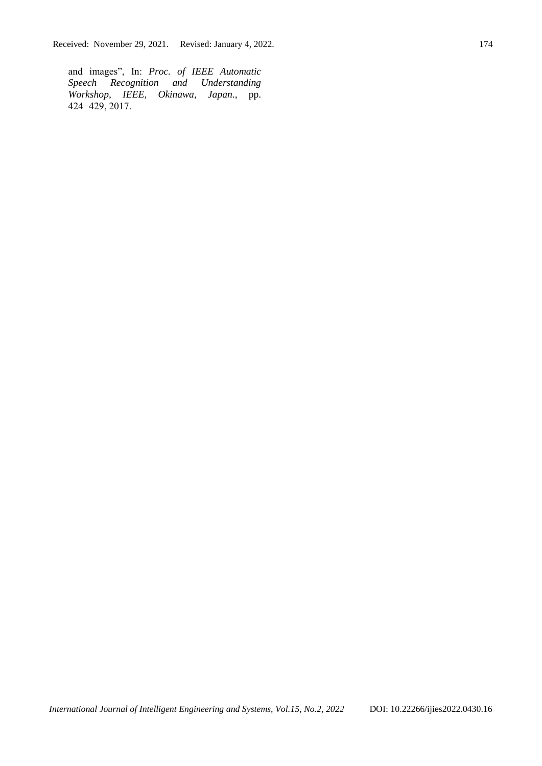and images", In: *Proc. of IEEE Automatic Speech Recognition and Understanding Workshop, IEEE, Okinawa, Japan.*, pp. 424−429, 2017.